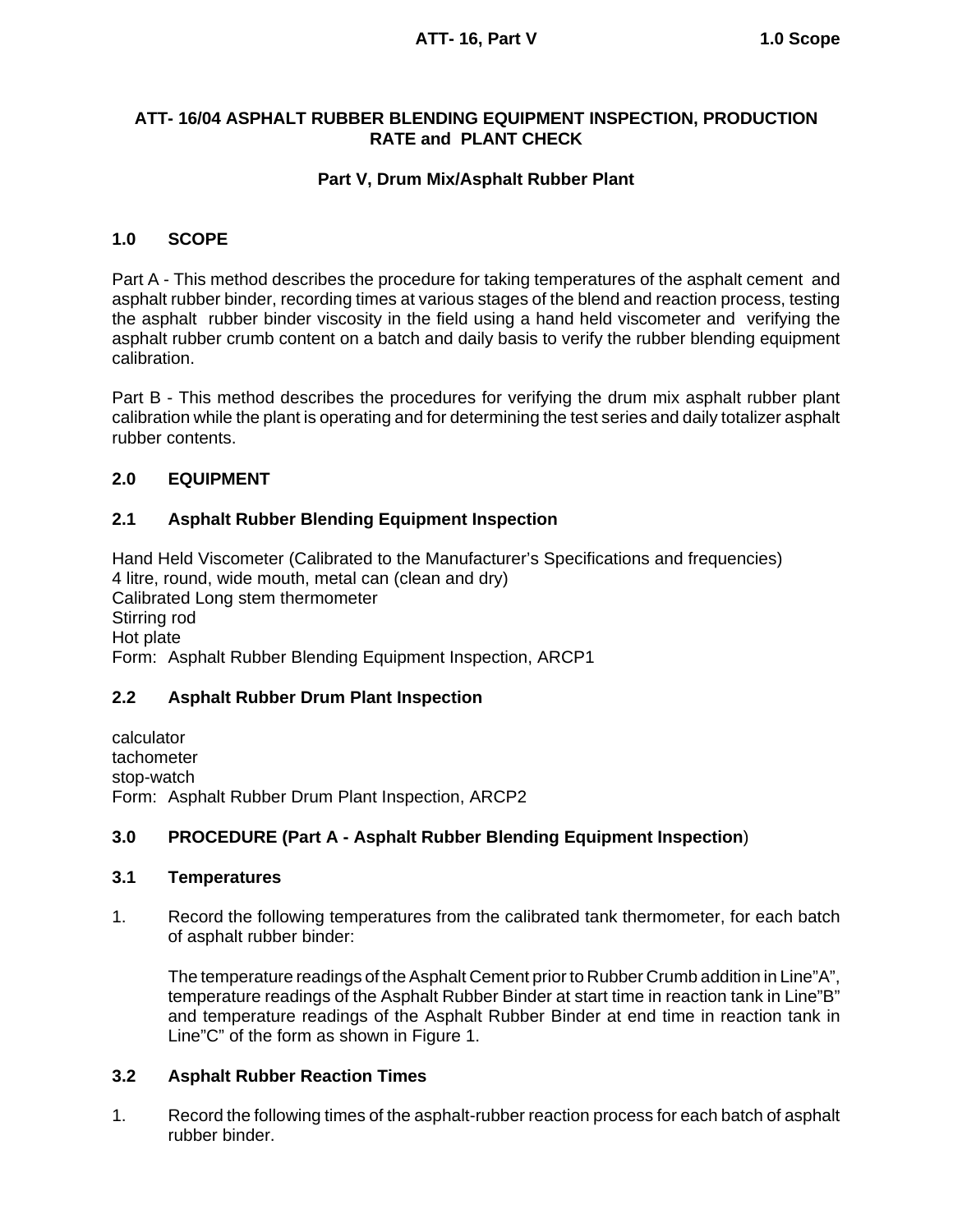# ATT- 16/04 ASPHALT RUBBER BLENDING EQUIPMENT INSPECTION, PRODUCTION RATE and PLANT CHECK

## Part V, Drum Mix/Asphalt Rubber Plant

## 1.0 SCOPE

Part A - This method describes the procedure for taking temperatures of the asphalt cement and asphalt rubber binder, recording times at various stages of the blend and reaction process, testing the asphalt rubber binder viscosity in the field using a hand held viscometer and verifying the asphalt rubber crumb content on a batch and daily basis to verify the rubber blending equipment calibration.

Part B - This method describes the procedures for verifying the drum mix asphalt rubber plant calibration while the plant is operating and for determining the test series and daily totalizer asphalt rubber contents.

## 2.0 EQUIPMENT

### 2.1 Asphalt Rubber Blending Equipment Inspection

Hand Held Viscometer (Calibrated to the Manufacturer's Specifications and frequencies)
4 litre, round, wide mouth, metal can (clean and dry)
Calibrated Long stem thermometer
Stirring rod
Hot plate
Form: Asphalt Rubber Blending Equipment Inspection, ARCP1

### 2.2 Asphalt Rubber Drum Plant Inspection

calculator
tachometer
stop-watch
Form: Asphalt Rubber Drum Plant Inspection, ARCP2

## 3.0 PROCEDURE (Part A - Asphalt Rubber Blending Equipment Inspection)

### 3.1 Temperatures

1. Record the following temperatures from the calibrated tank thermometer, for each batch of asphalt rubber binder:

   The temperature readings of the Asphalt Cement prior to Rubber Crumb addition in Line"A", temperature readings of the Asphalt Rubber Binder at start time in reaction tank in Line"B" and temperature readings of the Asphalt Rubber Binder at end time in reaction tank in Line"C" of the form as shown in Figure 1.

### 3.2 Asphalt Rubber Reaction Times

1. Record the following times of the asphalt-rubber reaction process for each batch of asphalt rubber binder.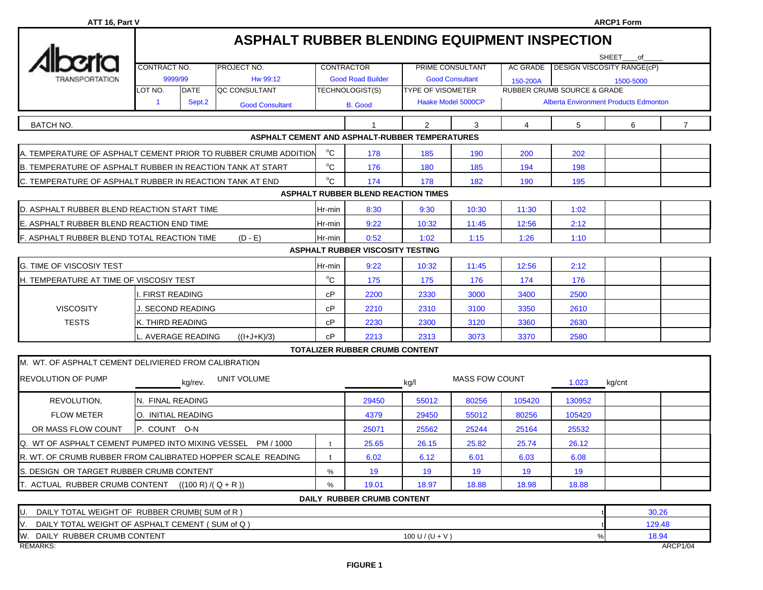ATT 16, Part V

ARCP1 Form

# ASPHALT RUBBER BLENDING EQUIPMENT INSPECTION

Alberta TRANSPORTATION

SHEET\_\_\_of\_\_\_\_

| CONTRACT NO. | PROJECT NO. | CONTRACTOR | PRIME CONSULTANT | AC GRADE | DESIGN VISCOSITY RANGE(cP) |
|---|---|---|---|---|---|
| 9999/99 | Hw 99:12 | Good Road Builder | Good Consultant | 150-200A | 1500-5000 |

| LOT NO. | DATE | QC CONSULTANT | TECHNOLOGIST(S) | TYPE OF VISOMETER | RUBBER CRUMB SOURCE & GRADE |
|---|---|---|---|---|---|
| 1 | Sept.2 | Good Consultant | B. Good | Haake Model 5000CP | Alberta Environment Products Edmonton |

| BATCH NO. | | | 1 | 2 | 3 | 4 | 5 | 6 | 7 |
|---|---|---|---|---|---|---|---|---|---|
| **ASPHALT CEMENT AND ASPHALT-RUBBER TEMPERATURES** | | | | | | | | | |
| A. TEMPERATURE OF ASPHALT CEMENT PRIOR TO RUBBER CRUMB ADDITION | | °C | 178 | 185 | 190 | 200 | 202 | | |
| B. TEMPERATURE OF ASPHALT RUBBER IN REACTION TANK AT START | | °C | 176 | 180 | 185 | 194 | 198 | | |
| C. TEMPERATURE OF ASPHALT RUBBER IN REACTION TANK AT END | | °C | 174 | 178 | 182 | 190 | 195 | | |
| **ASPHALT RUBBER BLEND REACTION TIMES** | | | | | | | | | |
| D. ASPHALT RUBBER BLEND REACTION START TIME | | Hr-min | 8:30 | 9:30 | 10:30 | 11:30 | 1:02 | | |
| E. ASPHALT RUBBER BLEND REACTION END TIME | | Hr-min | 9:22 | 10:32 | 11:45 | 12:56 | 2:12 | | |
| F. ASPHALT RUBBER BLEND TOTAL REACTION TIME (D - E) | | Hr-min | 0:52 | 1:02 | 1:15 | 1:26 | 1:10 | | |
| **ASPHALT RUBBER VISCOSITY TESTING** | | | | | | | | | |
| G. TIME OF VISCOSIY TEST | | Hr-min | 9:22 | 10:32 | 11:45 | 12:56 | 2:12 | | |
| H. TEMPERATURE AT TIME OF VISCOSIY TEST | | °C | 175 | 175 | 176 | 174 | 176 | | |
| VISCOSITY TESTS | I. FIRST READING | cP | 2200 | 2330 | 3000 | 3400 | 2500 | | |
| | J. SECOND READING | cP | 2210 | 2310 | 3100 | 3350 | 2610 | | |
| | K. THIRD READING | cP | 2230 | 2300 | 3120 | 3360 | 2630 | | |
| | L. AVERAGE READING ((I+J+K)/3) | cP | 2213 | 2313 | 3073 | 3370 | 2580 | | |
| **TOTALIZER RUBBER CRUMB CONTENT** | | | | | | | | | |
| M. WT. OF ASPHALT CEMENT DELIVIERED FROM CALIBRATION REVOLUTION OF PUMP \_\_\_\_ kg/rev. | UNIT VOLUME | | | kg/l | MASS FOW COUNT | | 1.023 | kg/cnt | |
| REVOLUTION, FLOW METER OR MASS FLOW COUNT | N. FINAL READING | | 29450 | 55012 | 80256 | 105420 | 130952 | | |
| | O. INITIAL READING | | 4379 | 29450 | 55012 | 80256 | 105420 | | |
| | P. COUNT O-N | | 25071 | 25562 | 25244 | 25164 | 25532 | | |
| Q. WT OF ASPHALT CEMENT PUMPED INTO MIXING VESSEL PM / 1000 | | t | 25.65 | 26.15 | 25.82 | 25.74 | 26.12 | | |
| R. WT. OF CRUMB RUBBER FROM CALIBRATED HOPPER SCALE READING | | t | 6.02 | 6.12 | 6.01 | 6.03 | 6.08 | | |
| S. DESIGN OR TARGET RUBBER CRUMB CONTENT | | % | 19 | 19 | 19 | 19 | 19 | | |
| T. ACTUAL RUBBER CRUMB CONTENT ((100 R) /( Q + R )) | | % | 19.01 | 18.97 | 18.88 | 18.98 | 18.88 | | |

**DAILY RUBBER CRUMB CONTENT**

| | | | |
|---|---|---|---|
| U. DAILY TOTAL WEIGHT OF RUBBER CRUMB( SUM of R ) | | t | 30.26 |
| V. DAILY TOTAL WEIGHT OF ASPHALT CEMENT ( SUM of Q ) | | t | 129.48 |
| W. DAILY RUBBER CRUMB CONTENT | 100 U / (U + V ) | % | 18.94 |

REMARKS:

ARCP1/04

**FIGURE 1**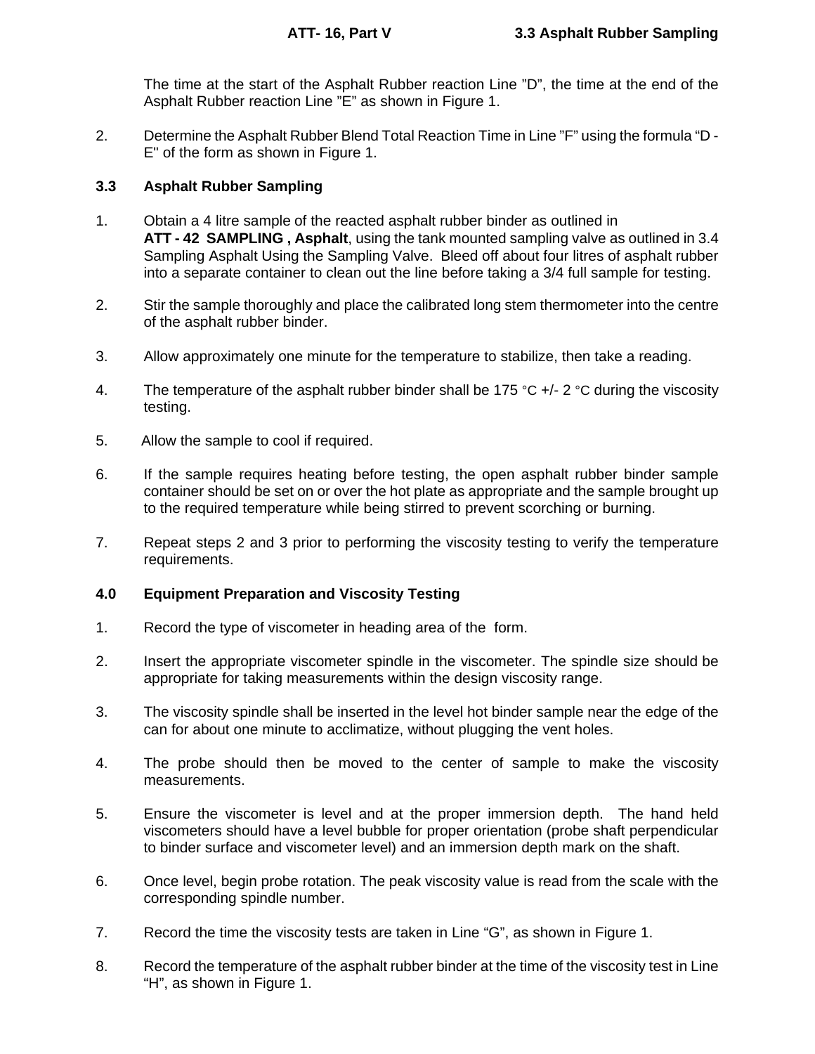The time at the start of the Asphalt Rubber reaction Line "D", the time at the end of the Asphalt Rubber reaction Line "E" as shown in Figure 1.

2. Determine the Asphalt Rubber Blend Total Reaction Time in Line "F" using the formula "D - E" of the form as shown in Figure 1.

### 3.3 Asphalt Rubber Sampling

1. Obtain a 4 litre sample of the reacted asphalt rubber binder as outlined in **ATT - 42 SAMPLING , Asphalt**, using the tank mounted sampling valve as outlined in 3.4 Sampling Asphalt Using the Sampling Valve. Bleed off about four litres of asphalt rubber into a separate container to clean out the line before taking a 3/4 full sample for testing.

2. Stir the sample thoroughly and place the calibrated long stem thermometer into the centre of the asphalt rubber binder.

3. Allow approximately one minute for the temperature to stabilize, then take a reading.

4. The temperature of the asphalt rubber binder shall be 175 °C +/- 2 °C during the viscosity testing.

5. Allow the sample to cool if required.

6. If the sample requires heating before testing, the open asphalt rubber binder sample container should be set on or over the hot plate as appropriate and the sample brought up to the required temperature while being stirred to prevent scorching or burning.

7. Repeat steps 2 and 3 prior to performing the viscosity testing to verify the temperature requirements.

### 4.0 Equipment Preparation and Viscosity Testing

1. Record the type of viscometer in heading area of the form.

2. Insert the appropriate viscometer spindle in the viscometer. The spindle size should be appropriate for taking measurements within the design viscosity range.

3. The viscosity spindle shall be inserted in the level hot binder sample near the edge of the can for about one minute to acclimatize, without plugging the vent holes.

4. The probe should then be moved to the center of sample to make the viscosity measurements.

5. Ensure the viscometer is level and at the proper immersion depth. The hand held viscometers should have a level bubble for proper orientation (probe shaft perpendicular to binder surface and viscometer level) and an immersion depth mark on the shaft.

6. Once level, begin probe rotation. The peak viscosity value is read from the scale with the corresponding spindle number.

7. Record the time the viscosity tests are taken in Line "G", as shown in Figure 1.

8. Record the temperature of the asphalt rubber binder at the time of the viscosity test in Line "H", as shown in Figure 1.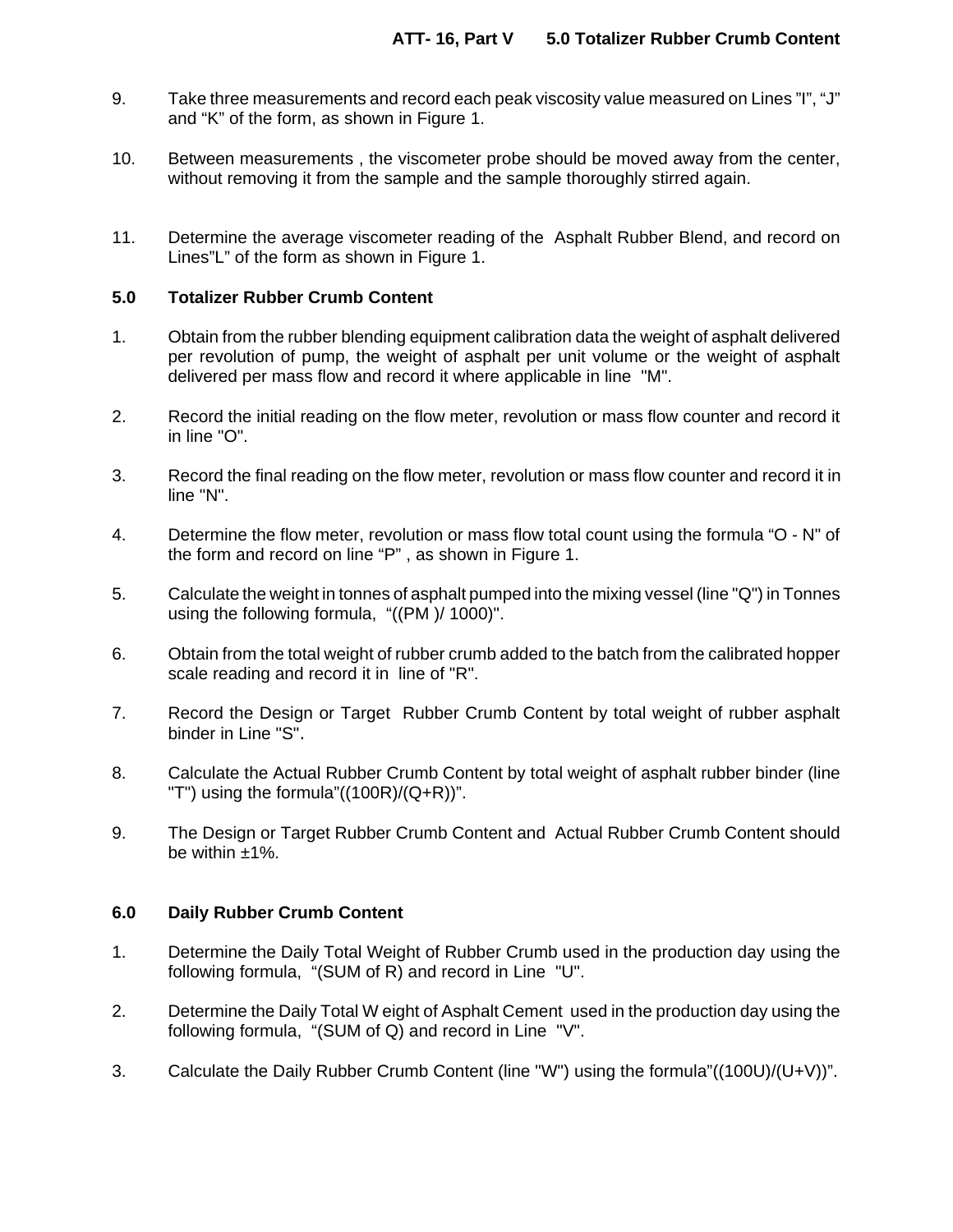9. Take three measurements and record each peak viscosity value measured on Lines "I", "J" and "K" of the form, as shown in Figure 1.

10. Between measurements , the viscometer probe should be moved away from the center, without removing it from the sample and the sample thoroughly stirred again.

11. Determine the average viscometer reading of the Asphalt Rubber Blend, and record on Lines"L" of the form as shown in Figure 1.

## 5.0 Totalizer Rubber Crumb Content

1. Obtain from the rubber blending equipment calibration data the weight of asphalt delivered per revolution of pump, the weight of asphalt per unit volume or the weight of asphalt delivered per mass flow and record it where applicable in line "M".

2. Record the initial reading on the flow meter, revolution or mass flow counter and record it in line "O".

3. Record the final reading on the flow meter, revolution or mass flow counter and record it in line "N".

4. Determine the flow meter, revolution or mass flow total count using the formula "O - N" of the form and record on line "P" , as shown in Figure 1.

5. Calculate the weight in tonnes of asphalt pumped into the mixing vessel (line "Q") in Tonnes using the following formula, "((PM )/ 1000)".

6. Obtain from the total weight of rubber crumb added to the batch from the calibrated hopper scale reading and record it in line of "R".

7. Record the Design or Target Rubber Crumb Content by total weight of rubber asphalt binder in Line "S".

8. Calculate the Actual Rubber Crumb Content by total weight of asphalt rubber binder (line "T") using the formula"((100R)/(Q+R))".

9. The Design or Target Rubber Crumb Content and Actual Rubber Crumb Content should be within ±1%.

## 6.0 Daily Rubber Crumb Content

1. Determine the Daily Total Weight of Rubber Crumb used in the production day using the following formula, "(SUM of R) and record in Line "U".

2. Determine the Daily Total W eight of Asphalt Cement used in the production day using the following formula, "(SUM of Q) and record in Line "V".

3. Calculate the Daily Rubber Crumb Content (line "W") using the formula"((100U)/(U+V))".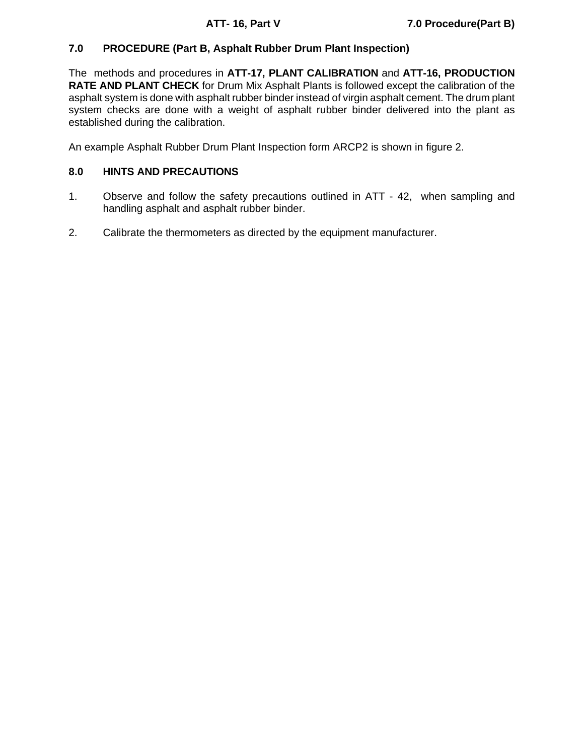## 7.0 PROCEDURE (Part B, Asphalt Rubber Drum Plant Inspection)

The methods and procedures in **ATT-17, PLANT CALIBRATION** and **ATT-16, PRODUCTION RATE AND PLANT CHECK** for Drum Mix Asphalt Plants is followed except the calibration of the asphalt system is done with asphalt rubber binder instead of virgin asphalt cement. The drum plant system checks are done with a weight of asphalt rubber binder delivered into the plant as established during the calibration.

An example Asphalt Rubber Drum Plant Inspection form ARCP2 is shown in figure 2.

## 8.0 HINTS AND PRECAUTIONS

1. Observe and follow the safety precautions outlined in ATT - 42, when sampling and handling asphalt and asphalt rubber binder.

2. Calibrate the thermometers as directed by the equipment manufacturer.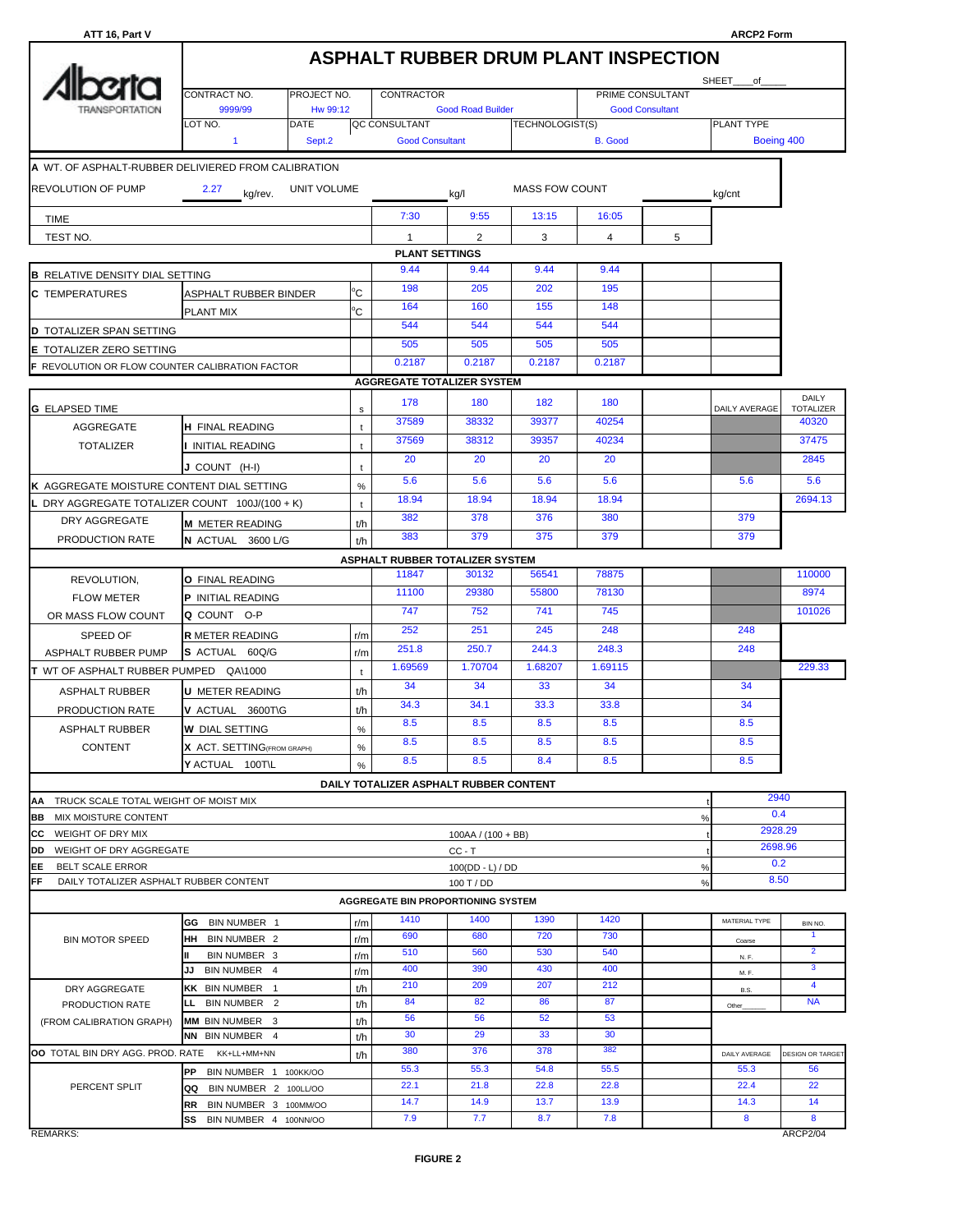ATT 16, Part V

ARCP2 Form

# ASPHALT RUBBER DRUM PLANT INSPECTION

Alberta TRANSPORTATION

SHEET___of____

| CONTRACT NO. | PROJECT NO. | CONTRACTOR | PRIME CONSULTANT |
|---|---|---|---|
| 9999/99 | Hw 99:12 | Good Road Builder | Good Consultant |

| LOT NO. | DATE | QC CONSULTANT | TECHNOLOGIST(S) | PLANT TYPE |
|---|---|---|---|---|
| 1 | Sept.2 | Good Consultant | B. Good | Boeing 400 |

**A** WT. OF ASPHALT-RUBBER DELIVIERED FROM CALIBRATION

REVOLUTION OF PUMP 2.27 kg/rev. UNIT VOLUME ______ kg/l MASS FOW COUNT ______ kg/cnt

| | | | | | | | | | | |
|---|---|---|---|---|---|---|---|---|---|---|
| TIME | | | 7:30 | 9:55 | 13:15 | 16:05 | | | | |
| TEST NO. | | | 1 | 2 | 3 | 4 | 5 | | | |
| **PLANT SETTINGS** | | | | | | | | | | |
| **B** RELATIVE DENSITY DIAL SETTING | | | 9.44 | 9.44 | 9.44 | 9.44 | | | | |
| **C** TEMPERATURES | ASPHALT RUBBER BINDER | °C | 198 | 205 | 202 | 195 | | | | |
| | PLANT MIX | °C | 164 | 160 | 155 | 148 | | | | |
| **D** TOTALIZER SPAN SETTING | | | 544 | 544 | 544 | 544 | | | | |
| **E** TOTALIZER ZERO SETTING | | | 505 | 505 | 505 | 505 | | | | |
| **F** REVOLUTION OR FLOW COUNTER CALIBRATION FACTOR | | | 0.2187 | 0.2187 | 0.2187 | 0.2187 | | | | |
| **AGGREGATE TOTALIZER SYSTEM** | | | | | | | | | DAILY AVERAGE | DAILY TOTALIZER |
| **G** ELAPSED TIME | | s | 178 | 180 | 182 | 180 | | | | |
| AGGREGATE TOTALIZER | **H** FINAL READING | t | 37589 | 38332 | 39377 | 40254 | | | | 40320 |
| | **I** INITIAL READING | t | 37569 | 38312 | 39357 | 40234 | | | | 37475 |
| | **J** COUNT (H-I) | t | 20 | 20 | 20 | 20 | | | | 2845 |
| **K** AGGREGATE MOISTURE CONTENT DIAL SETTING | | % | 5.6 | 5.6 | 5.6 | 5.6 | | | 5.6 | 5.6 |
| **L** DRY AGGREGATE TOTALIZER COUNT 100J/(100 + K) | | t | 18.94 | 18.94 | 18.94 | 18.94 | | | | 2694.13 |
| DRY AGGREGATE PRODUCTION RATE | **M** METER READING | t/h | 382 | 378 | 376 | 380 | | | 379 | |
| | **N** ACTUAL 3600 L/G | t/h | 383 | 379 | 375 | 379 | | | 379 | |
| **ASPHALT RUBBER TOTALIZER SYSTEM** | | | | | | | | | | |
| REVOLUTION, FLOW METER OR MASS FLOW COUNT | **O** FINAL READING | | 11847 | 30132 | 56541 | 78875 | | | | 110000 |
| | **P** INITIAL READING | | 11100 | 29380 | 55800 | 78130 | | | | 8974 |
| | **Q** COUNT O-P | | 747 | 752 | 741 | 745 | | | | 101026 |
| SPEED OF ASPHALT RUBBER PUMP | **R** METER READING | r/m | 252 | 251 | 245 | 248 | | | 248 | |
| | **S** ACTUAL 60Q/G | r/m | 251.8 | 250.7 | 244.3 | 248.3 | | | 248 | |
| **T** WT OF ASPHALT RUBBER PUMPED QA\1000 | | t | 1.69569 | 1.70704 | 1.68207 | 1.69115 | | | | 229.33 |
| ASPHALT RUBBER PRODUCTION RATE | **U** METER READING | t/h | 34 | 34 | 33 | 34 | | | 34 | |
| | **V** ACTUAL 3600T\G | t/h | 34.3 | 34.1 | 33.3 | 33.8 | | | 34 | |
| ASPHALT RUBBER CONTENT | **W** DIAL SETTING | % | 8.5 | 8.5 | 8.5 | 8.5 | | | 8.5 | |
| | **X** ACT. SETTING(FROM GRAPH) | % | 8.5 | 8.5 | 8.5 | 8.5 | | | 8.5 | |
| | **Y** ACTUAL 100T\L | % | 8.5 | 8.5 | 8.4 | 8.5 | | | 8.5 | |

**DAILY TOTALIZER ASPHALT RUBBER CONTENT**

| | | | | |
|---|---|---|---|---|
| **AA** | TRUCK SCALE TOTAL WEIGHT OF MOIST MIX | | t | 2940 |
| **BB** | MIX MOISTURE CONTENT | | % | 0.4 |
| **CC** | WEIGHT OF DRY MIX | 100AA / (100 + BB) | t | 2928.29 |
| **DD** | WEIGHT OF DRY AGGREGATE | CC - T | t | 2698.96 |
| **EE** | BELT SCALE ERROR | 100(DD - L) / DD | % | 0.2 |
| **FF** | DAILY TOTALIZER ASPHALT RUBBER CONTENT | 100 T / DD | % | 8.50 |

**AGGREGATE BIN PROPORTIONING SYSTEM**

| | | | | | | | | | |
|---|---|---|---|---|---|---|---|---|---|
| BIN MOTOR SPEED | **GG** BIN NUMBER 1 | r/m | 1410 | 1400 | 1390 | 1420 | | MATERIAL TYPE | BIN NO. |
| | **HH** BIN NUMBER 2 | r/m | 690 | 680 | 720 | 730 | | Coarse | 1 |
| | **II** BIN NUMBER 3 | r/m | 510 | 560 | 530 | 540 | | N. F. | 2 |
| | **JJ** BIN NUMBER 4 | r/m | 400 | 390 | 430 | 400 | | M. F. | 3 |
| DRY AGGREGATE PRODUCTION RATE (FROM CALIBRATION GRAPH) | **KK** BIN NUMBER 1 | t/h | 210 | 209 | 207 | 212 | | B.S. | 4 |
| | **LL** BIN NUMBER 2 | t/h | 84 | 82 | 86 | 87 | | Other_____ | NA |
| | **MM** BIN NUMBER 3 | t/h | 56 | 56 | 52 | 53 | | | |
| | **NN** BIN NUMBER 4 | t/h | 30 | 29 | 33 | 30 | | | |
| **OO** TOTAL BIN DRY AGG. PROD. RATE KK+LL+MM+NN | | t/h | 380 | 376 | 378 | 382 | | DAILY AVERAGE | DESIGN OR TARGET |
| PERCENT SPLIT | **PP** BIN NUMBER 1 100KK/OO | | 55.3 | 55.3 | 54.8 | 55.5 | | 55.3 | 56 |
| | **QQ** BIN NUMBER 2 100LL/OO | | 22.1 | 21.8 | 22.8 | 22.8 | | 22.4 | 22 |
| | **RR** BIN NUMBER 3 100MM/OO | | 14.7 | 14.9 | 13.7 | 13.9 | | 14.3 | 14 |
| | **SS** BIN NUMBER 4 100NN/OO | | 7.9 | 7.7 | 8.7 | 7.8 | | 8 | 8 |

REMARKS:

ARCP2/04

**FIGURE 2**